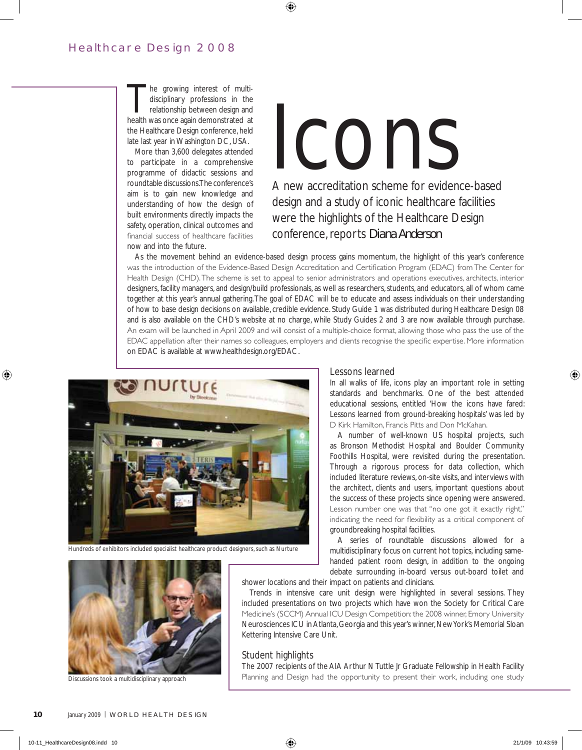# Icons

A new accreditation scheme for evidence-based design and a study of iconic healthcare facilities were the highlights of the Healthcare Design conference, reports Diana Anderson

The growing interest of multi-disciplinary professions in the relationship between design and health was once again demonstrated at the Healthcare Design conference, held late last year in Washington DC, USA.

More than 3,600 delegates attended to participate in a comprehensive programme of didactic sessions and roundtable discussions. The conference's aim is to gain new knowledge and understanding of how the design of built environments directly impacts the safety, operation, clinical outcomes and financial success of healthcare facilities now and into the future.

As the movement behind an evidence-based design process gains momentum, the highlight of this year's conference was the introduction of the Evidence-Based Design Accreditation and Certification Program (EDAC) from The Center for Health Design (CHD). The scheme is set to appeal to senior administrators and operations executives, architects, interior designers, facility managers, and design/build professionals, as well as researchers, students, and educators, all of whom came together at this year's annual gathering. The goal of EDAC will be to educate and assess individuals on their understanding of how to base design decisions on available, credible evidence. Study Guide 1 was distributed during Healthcare Design 08 and is also available on the CHD's website at no charge, while Study Guides 2 and 3 are now available through purchase. An exam will be launched in April 2009 and will consist of a multiple-choice format, allowing those who pass the use of the EDAC appellation after their names so colleagues, employers and clients recognise the specific expertise. More information on EDAC is available at www.healthdesign.org/EDAC.

Hundreds of exhibitors included specialist healthcare product designers, such as Nurture

Discussions took a multidisciplinary approach

## Lessons learned

In all walks of life, icons play an important role in setting standards and benchmarks. One of the best attended educational sessions, entitled 'How the icons have fared: Lessons learned from ground-breaking hospitals' was led by D Kirk Hamilton, Francis Pitts and Don McKahan.

A number of well-known US hospital projects, such as Bronson Methodist Hospital and Boulder Community Foothills Hospital, were revisited during the presentation. Through a rigorous process for data collection, which included literature reviews, on-site visits, and interviews with the architect, clients and users, important questions about the success of these projects since opening were answered. Lesson number one was that "no one got it exactly right," indicating the need for flexibility as a critical component of groundbreaking hospital facilities.

A series of roundtable discussions allowed for a multidisciplinary focus on current hot topics, including same-handed patient room design, in addition to the ongoing debate surrounding in-board versus out-board toilet and shower locations and their impact on patients and clinicians.

Trends in intensive care unit design were highlighted in several sessions. They included presentations on two projects which have won the Society for Critical Care Medicine's (SCCM) Annual ICU Design Competition: the 2008 winner, Emory University Neurosciences ICU in Atlanta, Georgia and this year's winner, New York's Memorial Sloan Kettering Intensive Care Unit.

## Student highlights

The 2007 recipients of the AIA Arthur N Tuttle Jr Graduate Fellowship in Health Facility Planning and Design had the opportunity to present their work, including one study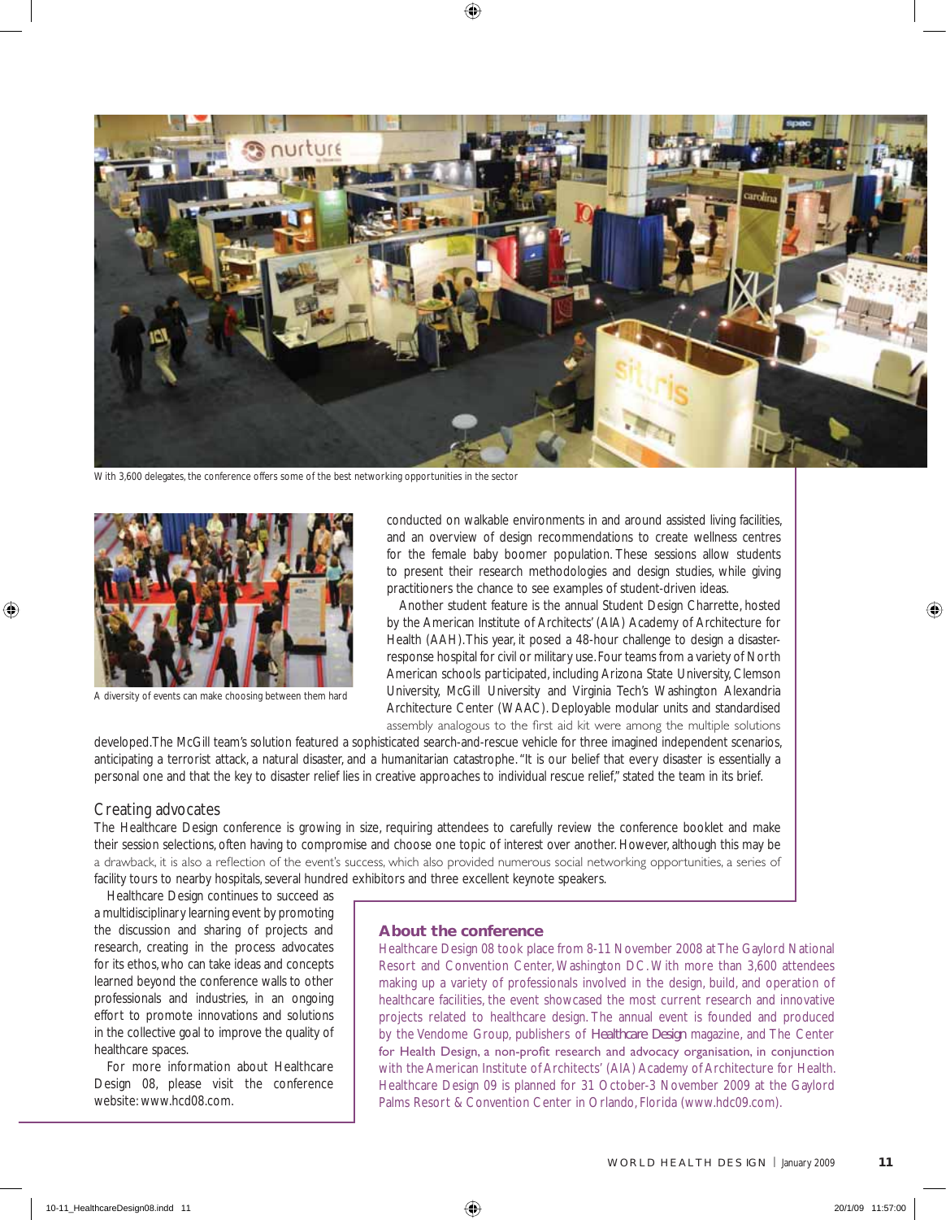With 3,600 delegates, the conference offers some of the best networking opportunities in the sector

A diversity of events can make choosing between them hard

conducted on walkable environments in and around assisted living facilities, and an overview of design recommendations to create wellness centres for the female baby boomer population. These sessions allow students to present their research methodologies and design studies, while giving practitioners the chance to see examples of student-driven ideas.

Another student feature is the annual Student Design Charrette, hosted by the American Institute of Architects' (AIA) Academy of Architecture for Health (AAH). This year, it posed a 48-hour challenge to design a disaster-response hospital for civil or military use. Four teams from a variety of North American schools participated, including Arizona State University, Clemson University, McGill University and Virginia Tech's Washington Alexandria Architecture Center (WAAC). Deployable modular units and standardised assembly analogous to the first aid kit were among the multiple solutions developed. The McGill team's solution featured a sophisticated search-and-rescue vehicle for three imagined independent scenarios, anticipating a terrorist attack, a natural disaster, and a humanitarian catastrophe. "It is our belief that every disaster is essentially a personal one and that the key to disaster relief lies in creative approaches to individual rescue relief," stated the team in its brief.

## Creating advocates

The Healthcare Design conference is growing in size, requiring attendees to carefully review the conference booklet and make their session selections, often having to compromise and choose one topic of interest over another. However, although this may be a drawback, it is also a reflection of the event's success, which also provided numerous social networking opportunities, a series of facility tours to nearby hospitals, several hundred exhibitors and three excellent keynote speakers.

Healthcare Design continues to succeed as a multidisciplinary learning event by promoting the discussion and sharing of projects and research, creating in the process advocates for its ethos, who can take ideas and concepts learned beyond the conference walls to other professionals and industries, in an ongoing effort to promote innovations and solutions in the collective goal to improve the quality of healthcare spaces.

For more information about Healthcare Design 08, please visit the conference website: www.hcd08.com.

### About the conference

Healthcare Design 08 took place from 8-11 November 2008 at The Gaylord National Resort and Convention Center, Washington DC. With more than 3,600 attendees making up a variety of professionals involved in the design, build, and operation of healthcare facilities, the event showcased the most current research and innovative projects related to healthcare design. The annual event is founded and produced by the Vendome Group, publishers of *Healthcare Design* magazine, and The Center for Health Design, a non-profit research and advocacy organisation, in conjunction with the American Institute of Architects' (AIA) Academy of Architecture for Health. Healthcare Design 09 is planned for 31 October-3 November 2009 at the Gaylord Palms Resort & Convention Center in Orlando, Florida (www.hdc09.com).